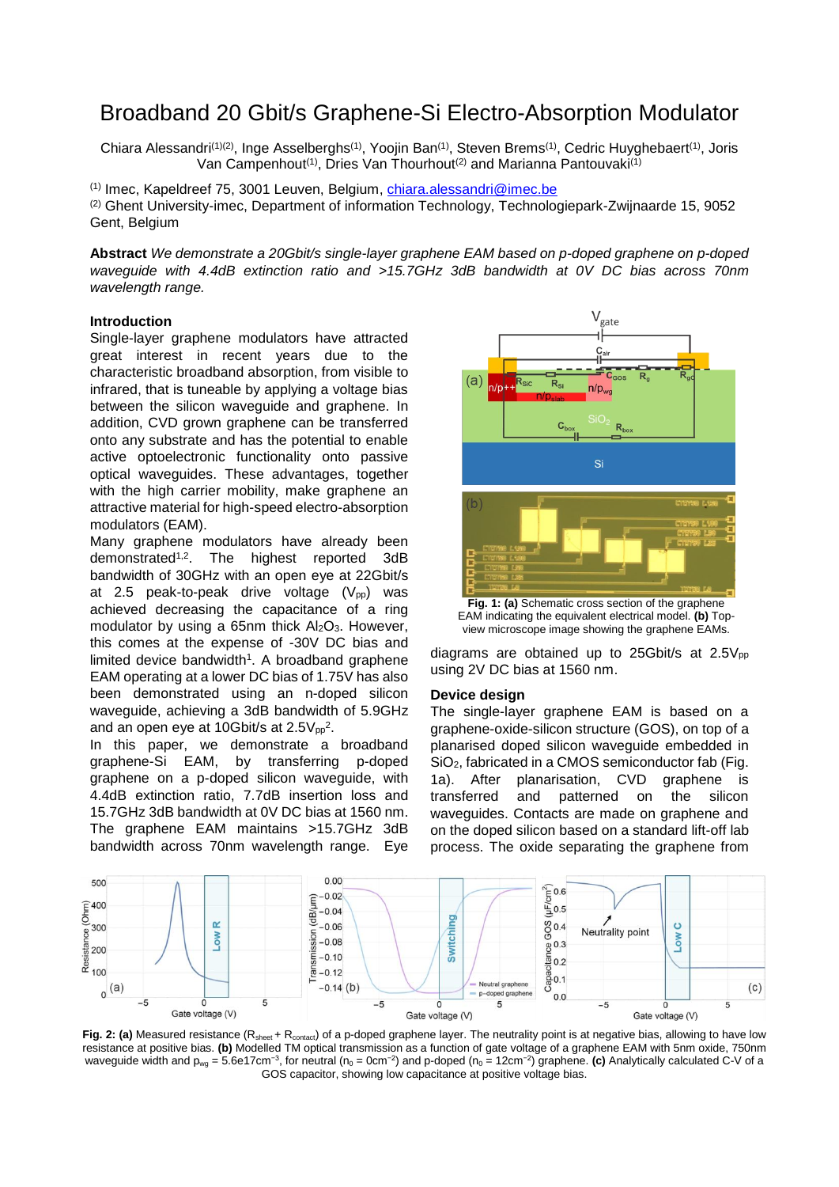# Broadband 20 Gbit/s Graphene-Si Electro-Absorption Modulator

Chiara Alessandri[(1)(2)], Inge Asselberghs[(1)], Yoojin Ban[(1)], Steven Brems[(1)], Cedric Huyghebaert[(1)], Joris Van Campenhout[(1)], Dries Van Thourhout[(2)] and Marianna Pantouvaki[(1)]

[(1)] Imec, Kapeldreef 75, 3001 Leuven, Belgium, chiara.alessandri@imec.be
[(2)] Ghent University-imec, Department of information Technology, Technologiepark-Zwijnaarde 15, 9052 Gent, Belgium

**Abstract** *We demonstrate a 20Gbit/s single-layer graphene EAM based on p-doped graphene on p-doped waveguide with 4.4dB extinction ratio and >15.7GHz 3dB bandwidth at 0V DC bias across 70nm wavelength range.*

## Introduction

Single-layer graphene modulators have attracted great interest in recent years due to the characteristic broadband absorption, from visible to infrared, that is tuneable by applying a voltage bias between the silicon waveguide and graphene. In addition, CVD grown graphene can be transferred onto any substrate and has the potential to enable active optoelectronic functionality onto passive optical waveguides. These advantages, together with the high carrier mobility, make graphene an attractive material for high-speed electro-absorption modulators (EAM).

Many graphene modulators have already been demonstrated[1,2]. The highest reported 3dB bandwidth of 30GHz with an open eye at 22Gbit/s at 2.5 peak-to-peak drive voltage ($V_{pp}$) was achieved decreasing the capacitance of a ring modulator by using a 65nm thick $Al_2O_3$. However, this comes at the expense of -30V DC bias and limited device bandwidth[1]. A broadband graphene EAM operating at a lower DC bias of 1.75V has also been demonstrated using an n-doped silicon waveguide, achieving a 3dB bandwidth of 5.9GHz and an open eye at 10Gbit/s at $2.5V_{pp}$[2].

In this paper, we demonstrate a broadband graphene-Si EAM, by transferring p-doped graphene on a p-doped silicon waveguide, with 4.4dB extinction ratio, 7.7dB insertion loss and 15.7GHz 3dB bandwidth at 0V DC bias at 1560 nm. The graphene EAM maintains >15.7GHz 3dB bandwidth across 70nm wavelength range. Eye diagrams are obtained up to 25Gbit/s at $2.5V_{pp}$ using 2V DC bias at 1560 nm.

**Fig. 1: (a)** Schematic cross section of the graphene EAM indicating the equivalent electrical model. **(b)** Top-view microscope image showing the graphene EAMs.

## Device design

The single-layer graphene EAM is based on a graphene-oxide-silicon structure (GOS), on top of a planarised doped silicon waveguide embedded in $SiO_2$, fabricated in a CMOS semiconductor fab (Fig. 1a). After planarisation, CVD graphene is transferred and patterned on the silicon waveguides. Contacts are made on graphene and on the doped silicon based on a standard lift-off lab process. The oxide separating the graphene from

**Fig. 2: (a)** Measured resistance ($R_{sheet}$ + $R_{contact}$) of a p-doped graphene layer. The neutrality point is at negative bias, allowing to have low resistance at positive bias. **(b)** Modelled TM optical transmission as a function of gate voltage of a graphene EAM with 5nm oxide, 750nm waveguide width and $p_{wg}$ = 5.6e17cm$^{-3}$, for neutral ($n_0$ = 0cm$^{-2}$) and p-doped ($n_0$ = 12cm$^{-2}$) graphene. **(c)** Analytically calculated C-V of a GOS capacitor, showing low capacitance at positive voltage bias.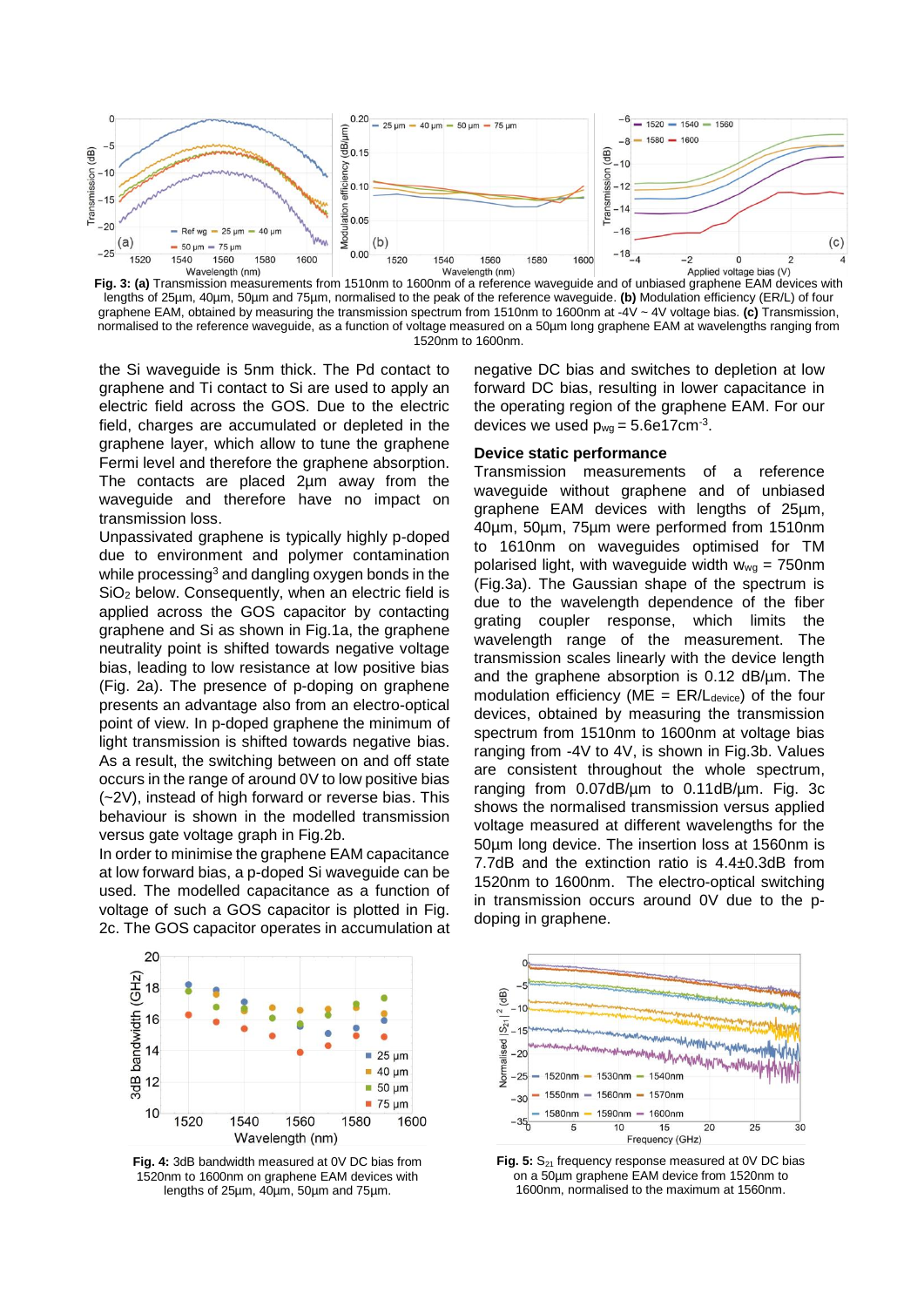**Fig. 3: (a)** Transmission measurements from 1510nm to 1600nm of a reference waveguide and of unbiased graphene EAM devices with lengths of 25µm, 40µm, 50µm and 75µm, normalised to the peak of the reference waveguide. **(b)** Modulation efficiency (ER/L) of four graphene EAM, obtained by measuring the transmission spectrum from 1510nm to 1600nm at -4V ~ 4V voltage bias. **(c)** Transmission, normalised to the reference waveguide, as a function of voltage measured on a 50µm long graphene EAM at wavelengths ranging from 1520nm to 1600nm.

the Si waveguide is 5nm thick. The Pd contact to graphene and Ti contact to Si are used to apply an electric field across the GOS. Due to the electric field, charges are accumulated or depleted in the graphene layer, which allow to tune the graphene Fermi level and therefore the graphene absorption. The contacts are placed 2µm away from the waveguide and therefore have no impact on transmission loss.

Unpassivated graphene is typically highly p-doped due to environment and polymer contamination while processing[3] and dangling oxygen bonds in the $SiO_2$ below. Consequently, when an electric field is applied across the GOS capacitor by contacting graphene and Si as shown in Fig.1a, the graphene neutrality point is shifted towards negative voltage bias, leading to low resistance at low positive bias (Fig. 2a). The presence of p-doping on graphene presents an advantage also from an electro-optical point of view. In p-doped graphene the minimum of light transmission is shifted towards negative bias. As a result, the switching between on and off state occurs in the range of around 0V to low positive bias (~2V), instead of high forward or reverse bias. This behaviour is shown in the modelled transmission versus gate voltage graph in Fig.2b.

In order to minimise the graphene EAM capacitance at low forward bias, a p-doped Si waveguide can be used. The modelled capacitance as a function of voltage of such a GOS capacitor is plotted in Fig. 2c. The GOS capacitor operates in accumulation at negative DC bias and switches to depletion at low forward DC bias, resulting in lower capacitance in the operating region of the graphene EAM. For our devices we used $p_{wg}$ = 5.6e17cm$^{-3}$.

**Device static performance**

Transmission measurements of a reference waveguide without graphene and of unbiased graphene EAM devices with lengths of 25µm, 40µm, 50µm, 75µm were performed from 1510nm to 1610nm on waveguides optimised for TM polarised light, with waveguide width $w_{wg}$ = 750nm (Fig.3a). The Gaussian shape of the spectrum is due to the wavelength dependence of the fiber grating coupler response, which limits the wavelength range of the measurement. The transmission scales linearly with the device length and the graphene absorption is 0.12 dB/µm. The modulation efficiency (ME = ER/$L_{device}$) of the four devices, obtained by measuring the transmission spectrum from 1510nm to 1600nm at voltage bias ranging from -4V to 4V, is shown in Fig.3b. Values are consistent throughout the whole spectrum, ranging from 0.07dB/µm to 0.11dB/µm. Fig. 3c shows the normalised transmission versus applied voltage measured at different wavelengths for the 50µm long device. The insertion loss at 1560nm is 7.7dB and the extinction ratio is 4.4±0.3dB from 1520nm to 1600nm. The electro-optical switching in transmission occurs around 0V due to the p-doping in graphene.

**Fig. 4:** 3dB bandwidth measured at 0V DC bias from 1520nm to 1600nm on graphene EAM devices with lengths of 25µm, 40µm, 50µm and 75µm.

**Fig. 5:** $S_{21}$ frequency response measured at 0V DC bias on a 50µm graphene EAM device from 1520nm to 1600nm, normalised to the maximum at 1560nm.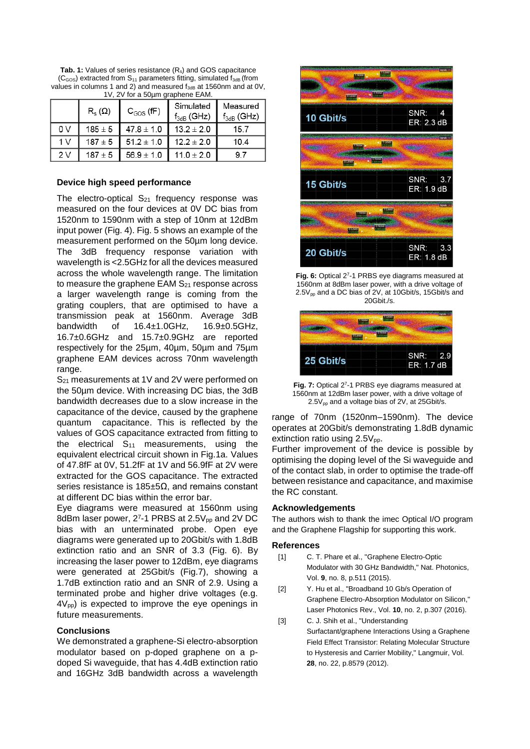**Tab. 1:** Values of series resistance ($R_s$) and GOS capacitance ($C_{GOS}$) extracted from $S_{11}$ parameters fitting, simulated $f_{3dB}$ (from values in columns 1 and 2) and measured $f_{3dB}$ at 1560nm and at 0V, 1V, 2V for a 50µm graphene EAM.

| | $R_s$ (Ω) | $C_{GOS}$ (fF) | Simulated $f_{3dB}$ (GHz) | Measured $f_{3dB}$ (GHz) |
|---|---|---|---|---|
| 0 V | 185 ± 5 | 47.8 ± 1.0 | 13.2 ± 2.0 | 15.7 |
| 1 V | 187 ± 5 | 51.2 ± 1.0 | 12.2 ± 2.0 | 10.4 |
| 2 V | 187 ± 5 | 56.9 ± 1.0 | 11.0 ± 2.0 | 9.7 |

### Device high speed performance

The electro-optical $S_{21}$ frequency response was measured on the four devices at 0V DC bias from 1520nm to 1590nm with a step of 10nm at 12dBm input power (Fig. 4). Fig. 5 shows an example of the measurement performed on the 50µm long device. The 3dB frequency response variation with wavelength is <2.5GHz for all the devices measured across the whole wavelength range. The limitation to measure the graphene EAM $S_{21}$ response across a larger wavelength range is coming from the grating couplers, that are optimised to have a transmission peak at 1560nm. Average 3dB bandwidth of 16.4±1.0GHz, 16.9±0.5GHz, 16.7±0.6GHz and 15.7±0.9GHz are reported respectively for the 25µm, 40µm, 50µm and 75µm graphene EAM devices across 70nm wavelength range.

$S_{21}$ measurements at 1V and 2V were performed on the 50µm device. With increasing DC bias, the 3dB bandwidth decreases due to a slow increase in the capacitance of the device, caused by the graphene quantum capacitance. This is reflected by the values of GOS capacitance extracted from fitting to the electrical $S_{11}$ measurements, using the equivalent electrical circuit shown in Fig.1a. Values of 47.8fF at 0V, 51.2fF at 1V and 56.9fF at 2V were extracted for the GOS capacitance. The extracted series resistance is 185±5Ω, and remains constant at different DC bias within the error bar.

Eye diagrams were measured at 1560nm using 8dBm laser power, $2^7$-1 PRBS at 2.5$V_{pp}$ and 2V DC bias with an unterminated probe. Open eye diagrams were generated up to 20Gbit/s with 1.8dB extinction ratio and an SNR of 3.3 (Fig. 6). By increasing the laser power to 12dBm, eye diagrams were generated at 25Gbit/s (Fig.7), showing a 1.7dB extinction ratio and an SNR of 2.9. Using a terminated probe and higher drive voltages (e.g. 4$V_{pp}$) is expected to improve the eye openings in future measurements.

10 Gbit/s
SNR: 4
ER: 2.3 dB

15 Gbit/s
SNR: 3.7
ER: 1.9 dB

20 Gbit/s
SNR: 3.3
ER: 1.8 dB

**Fig. 6:** Optical $2^7$-1 PRBS eye diagrams measured at 1560nm at 8dBm laser power, with a drive voltage of 2.5$V_{pp}$ and a DC bias of 2V, at 10Gbit/s, 15Gbit/s and 20Gbit./s.

25 Gbit/s
SNR: 2.9
ER: 1.7 dB

**Fig. 7:** Optical $2^7$-1 PRBS eye diagrams measured at 1560nm at 12dBm laser power, with a drive voltage of 2.5$V_{pp}$ and a voltage bias of 2V, at 25Gbit/s.

### Conclusions

We demonstrated a graphene-Si electro-absorption modulator based on p-doped graphene on a p-doped Si waveguide, that has 4.4dB extinction ratio and 16GHz 3dB bandwidth across a wavelength range of 70nm (1520nm–1590nm). The device operates at 20Gbit/s demonstrating 1.8dB dynamic extinction ratio using 2.5$V_{pp}$.

Further improvement of the device is possible by optimising the doping level of the Si waveguide and of the contact slab, in order to optimise the trade-off between resistance and capacitance, and maximise the RC constant.

### Acknowledgements

The authors wish to thank the imec Optical I/O program and the Graphene Flagship for supporting this work.

### References

[1] C. T. Phare et al., "Graphene Electro-Optic Modulator with 30 GHz Bandwidth," Nat. Photonics, Vol. **9**, no. 8, p.511 (2015).

[2] Y. Hu et al., "Broadband 10 Gb/s Operation of Graphene Electro-Absorption Modulator on Silicon," Laser Photonics Rev., Vol. **10**, no. 2, p.307 (2016).

[3] C. J. Shih et al., "Understanding Surfactant/graphene Interactions Using a Graphene Field Effect Transistor: Relating Molecular Structure to Hysteresis and Carrier Mobility," Langmuir, Vol. **28**, no. 22, p.8579 (2012).